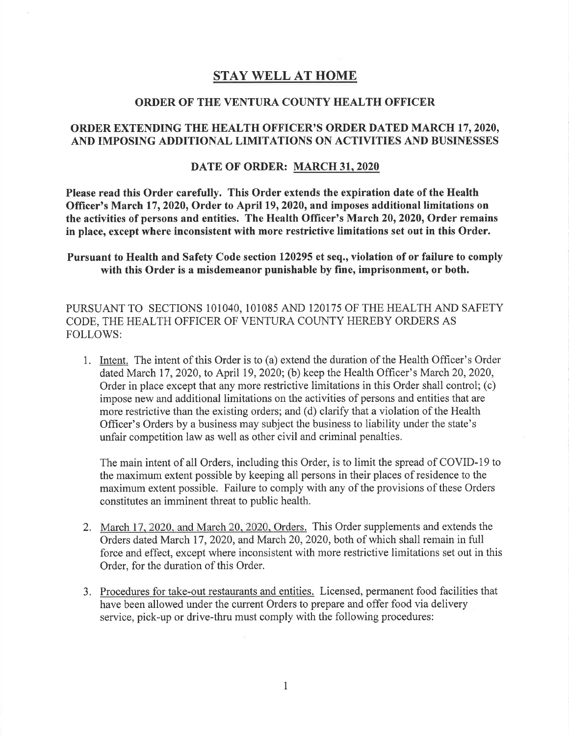# STAY WELL AT HOME

## ORDER OF THE VENTURA COUNTY HEALTH OFFICER

## ORDER EXTENDING THE HEALTH OFFICER'S ORDER DATED MARCH 17, 2020, AND IMPOSING ADDITIONAL LIMITATIONS ON ACTIVITIES AND BUSINESSES

## DATE OF ORDER: MARCH 31, 2020

**Please read this Order carefully. This Order extends the expiration date of the Health Officer's March 17, 2020, Order to April 19, 2020, and imposes additional limitations on the activities of persons and entities. The Health Officer's March 20, 2020, Order remains in place, except where inconsistent with more restrictive limitations set out in this Order.**

**Pursuant to Health and Safety Code section 120295 et seq., violation of or failure to comply with this Order is a misdemeanor punishable by fine, imprisonment, or both.**

PURSUANT TO SECTIONS 101040, 101085 AND 120175 OF THE HEALTH AND SAFETY CODE, THE HEALTH OFFICER OF VENTURA COUNTY HEREBY ORDERS AS FOLLOWS:

1. Intent. The intent of this Order is to (a) extend the duration of the Health Officer's Order dated March 17, 2020, to April 19, 2020; (b) keep the Health Officer's March 20, 2020, Order in place except that any more restrictive limitations in this Order shall control; (c) impose new and additional limitations on the activities of persons and entities that are more restrictive than the existing orders; and (d) clarify that a violation of the Health Officer's Orders by a business may subject the business to liability under the state's unfair competition law as well as other civil and criminal penalties.

   The main intent of all Orders, including this Order, is to limit the spread of COVID-19 to the maximum extent possible by keeping all persons in their places of residence to the maximum extent possible. Failure to comply with any of the provisions of these Orders constitutes an imminent threat to public health.

2. March 17, 2020, and March 20, 2020, Orders. This Order supplements and extends the Orders dated March 17, 2020, and March 20, 2020, both of which shall remain in full force and effect, except where inconsistent with more restrictive limitations set out in this Order, for the duration of this Order.

3. Procedures for take-out restaurants and entities. Licensed, permanent food facilities that have been allowed under the current Orders to prepare and offer food via delivery service, pick-up or drive-thru must comply with the following procedures: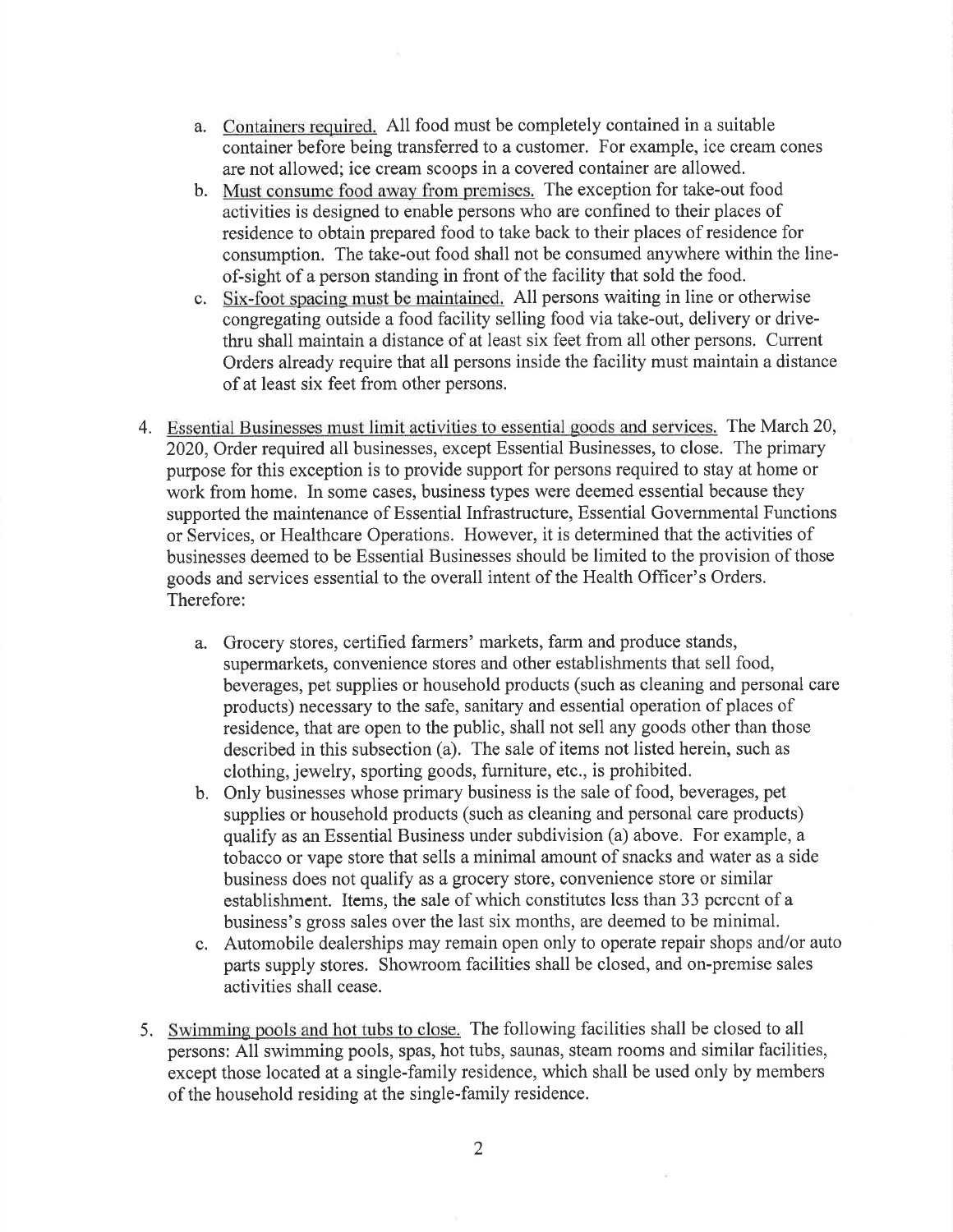a. Containers required. All food must be completely contained in a suitable container before being transferred to a customer. For example, ice cream cones are not allowed; ice cream scoops in a covered container are allowed.
b. Must consume food away from premises. The exception for take-out food activities is designed to enable persons who are confined to their places of residence to obtain prepared food to take back to their places of residence for consumption. The take-out food shall not be consumed anywhere within the line-of-sight of a person standing in front of the facility that sold the food.
c. Six-foot spacing must be maintained. All persons waiting in line or otherwise congregating outside a food facility selling food via take-out, delivery or drive-thru shall maintain a distance of at least six feet from all other persons. Current Orders already require that all persons inside the facility must maintain a distance of at least six feet from other persons.

4. Essential Businesses must limit activities to essential goods and services. The March 20, 2020, Order required all businesses, except Essential Businesses, to close. The primary purpose for this exception is to provide support for persons required to stay at home or work from home. In some cases, business types were deemed essential because they supported the maintenance of Essential Infrastructure, Essential Governmental Functions or Services, or Healthcare Operations. However, it is determined that the activities of businesses deemed to be Essential Businesses should be limited to the provision of those goods and services essential to the overall intent of the Health Officer's Orders. Therefore:

   a. Grocery stores, certified farmers' markets, farm and produce stands, supermarkets, convenience stores and other establishments that sell food, beverages, pet supplies or household products (such as cleaning and personal care products) necessary to the safe, sanitary and essential operation of places of residence, that are open to the public, shall not sell any goods other than those described in this subsection (a). The sale of items not listed herein, such as clothing, jewelry, sporting goods, furniture, etc., is prohibited.
   b. Only businesses whose primary business is the sale of food, beverages, pet supplies or household products (such as cleaning and personal care products) qualify as an Essential Business under subdivision (a) above. For example, a tobacco or vape store that sells a minimal amount of snacks and water as a side business does not qualify as a grocery store, convenience store or similar establishment. Items, the sale of which constitutes less than 33 percent of a business's gross sales over the last six months, are deemed to be minimal.
   c. Automobile dealerships may remain open only to operate repair shops and/or auto parts supply stores. Showroom facilities shall be closed, and on-premise sales activities shall cease.

5. Swimming pools and hot tubs to close. The following facilities shall be closed to all persons: All swimming pools, spas, hot tubs, saunas, steam rooms and similar facilities, except those located at a single-family residence, which shall be used only by members of the household residing at the single-family residence.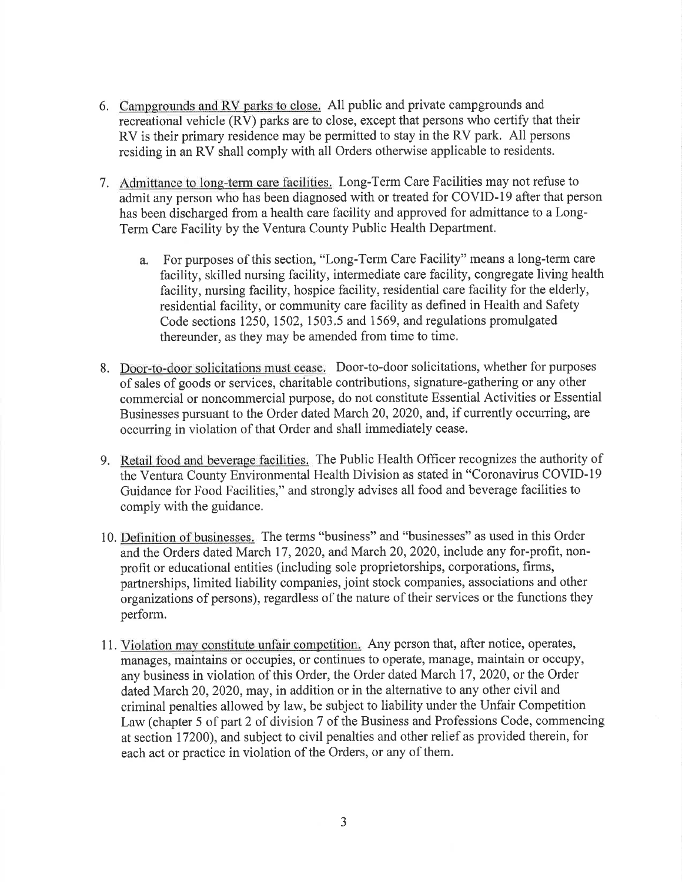6. Campgrounds and RV parks to close. All public and private campgrounds and recreational vehicle (RV) parks are to close, except that persons who certify that their RV is their primary residence may be permitted to stay in the RV park. All persons residing in an RV shall comply with all Orders otherwise applicable to residents.

7. Admittance to long-term care facilities. Long-Term Care Facilities may not refuse to admit any person who has been diagnosed with or treated for COVID-19 after that person has been discharged from a health care facility and approved for admittance to a Long-Term Care Facility by the Ventura County Public Health Department.

    a. For purposes of this section, "Long-Term Care Facility" means a long-term care facility, skilled nursing facility, intermediate care facility, congregate living health facility, nursing facility, hospice facility, residential care facility for the elderly, residential facility, or community care facility as defined in Health and Safety Code sections 1250, 1502, 1503.5 and 1569, and regulations promulgated thereunder, as they may be amended from time to time.

8. Door-to-door solicitations must cease. Door-to-door solicitations, whether for purposes of sales of goods or services, charitable contributions, signature-gathering or any other commercial or noncommercial purpose, do not constitute Essential Activities or Essential Businesses pursuant to the Order dated March 20, 2020, and, if currently occurring, are occurring in violation of that Order and shall immediately cease.

9. Retail food and beverage facilities. The Public Health Officer recognizes the authority of the Ventura County Environmental Health Division as stated in "Coronavirus COVID-19 Guidance for Food Facilities," and strongly advises all food and beverage facilities to comply with the guidance.

10. Definition of businesses. The terms "business" and "businesses" as used in this Order and the Orders dated March 17, 2020, and March 20, 2020, include any for-profit, non-profit or educational entities (including sole proprietorships, corporations, firms, partnerships, limited liability companies, joint stock companies, associations and other organizations of persons), regardless of the nature of their services or the functions they perform.

11. Violation may constitute unfair competition. Any person that, after notice, operates, manages, maintains or occupies, or continues to operate, manage, maintain or occupy, any business in violation of this Order, the Order dated March 17, 2020, or the Order dated March 20, 2020, may, in addition or in the alternative to any other civil and criminal penalties allowed by law, be subject to liability under the Unfair Competition Law (chapter 5 of part 2 of division 7 of the Business and Professions Code, commencing at section 17200), and subject to civil penalties and other relief as provided therein, for each act or practice in violation of the Orders, or any of them.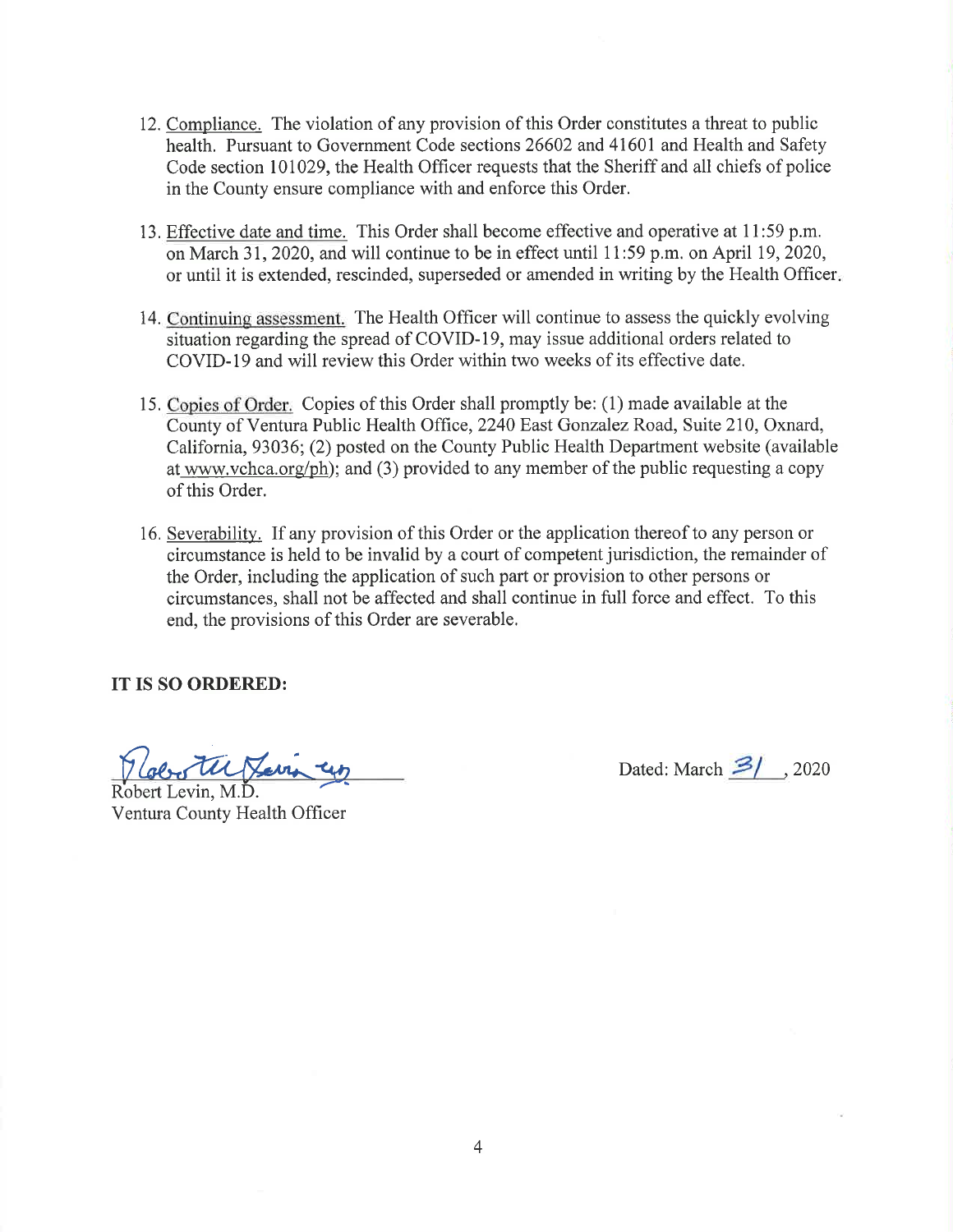12. Compliance. The violation of any provision of this Order constitutes a threat to public health. Pursuant to Government Code sections 26602 and 41601 and Health and Safety Code section 101029, the Health Officer requests that the Sheriff and all chiefs of police in the County ensure compliance with and enforce this Order.

13. Effective date and time. This Order shall become effective and operative at 11:59 p.m. on March 31, 2020, and will continue to be in effect until 11:59 p.m. on April 19, 2020, or until it is extended, rescinded, superseded or amended in writing by the Health Officer.

14. Continuing assessment. The Health Officer will continue to assess the quickly evolving situation regarding the spread of COVID-19, may issue additional orders related to COVID-19 and will review this Order within two weeks of its effective date.

15. Copies of Order. Copies of this Order shall promptly be: (1) made available at the County of Ventura Public Health Office, 2240 East Gonzalez Road, Suite 210, Oxnard, California, 93036; (2) posted on the County Public Health Department website (available at www.vchca.org/ph); and (3) provided to any member of the public requesting a copy of this Order.

16. Severability. If any provision of this Order or the application thereof to any person or circumstance is held to be invalid by a court of competent jurisdiction, the remainder of the Order, including the application of such part or provision to other persons or circumstances, shall not be affected and shall continue in full force and effect. To this end, the provisions of this Order are severable.

**IT IS SO ORDERED:**

Robert Levin, M.D.
Ventura County Health Officer

Dated: March 31, 2020